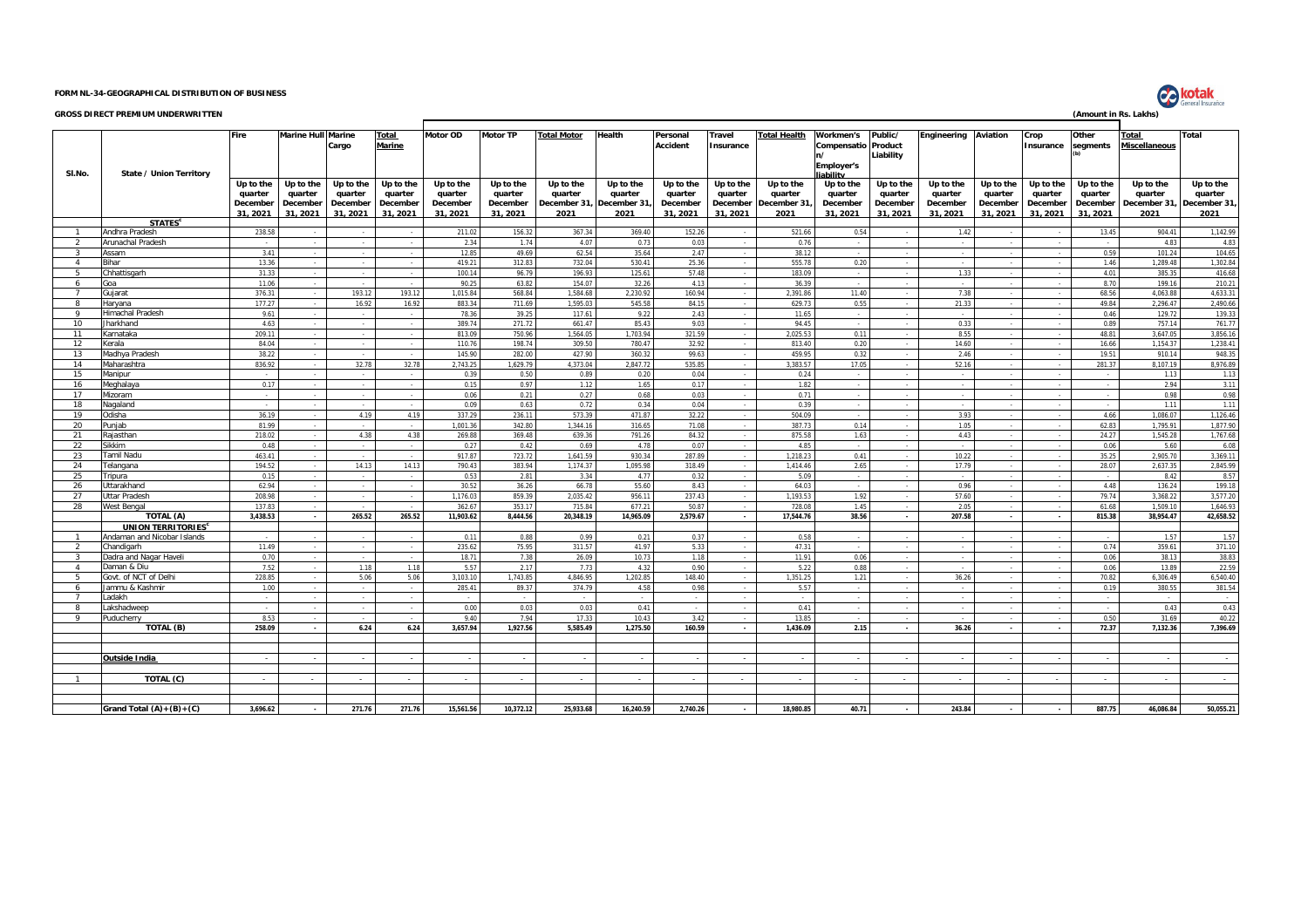**FORM NL-34-GEOGRAPHICAL DISTRIBUTION OF BUSINESS**

**GROSS DIRECT PREMIUM UNDERWRITTEN**

(Amount in Rs. Lakhs)

| Sl.No. | State / Union Territory | Fire | Marine Hull | Marine Cargo | Total Marine | Motor OD | Motor TP | Total Motor | Health | Personal Accident | Travel Insurance | Total Health | Workmen's Compensation/ Employer's liability | Public/ Product Liability | Engineering | Aviation | Crop Insurance | Other segments (b) | Total Miscellaneous | Total |
|---|---|---|---|---|---|---|---|---|---|---|---|---|---|---|---|---|---|---|---|---|
| | | Up to the quarter December 31, 2021 | Up to the quarter December 31, 2021 | Up to the quarter December 31, 2021 | Up to the quarter December 31, 2021 | Up to the quarter December 31, 2021 | Up to the quarter December 31, 2021 | Up to the quarter December 31, 2021 | Up to the quarter December 31, 2021 | Up to the quarter December 31, 2021 | Up to the quarter December 31, 2021 | Up to the quarter December 31, 2021 | Up to the quarter December 31, 2021 | Up to the quarter December 31, 2021 | Up to the quarter December 31, 2021 | Up to the quarter December 31, 2021 | Up to the quarter December 31, 2021 | Up to the quarter December 31, 2021 | Up to the quarter December 31, 2021 | Up to the quarter December 31, 2021 |
| | **STATES[c]** | | | | | | | | | | | | | | | | | | | |
| 1 | Andhra Pradesh | 238.58 | - | - | - | 211.02 | 156.32 | 367.34 | 369.40 | 152.26 | - | 521.66 | 0.54 | - | 1.42 | - | - | 13.45 | 904.41 | 1,142.99 |
| 2 | Arunachal Pradesh | - | - | - | - | 2.34 | 1.74 | 4.07 | 0.73 | 0.03 | - | 0.76 | - | - | - | - | - | - | 4.83 | 4.83 |
| 3 | Assam | 3.41 | - | - | - | 12.85 | 49.69 | 62.54 | 35.64 | 2.47 | - | 38.12 | - | - | - | - | - | 0.59 | 101.24 | 104.65 |
| 4 | Bihar | 13.36 | - | - | - | 419.21 | 312.83 | 732.04 | 530.41 | 25.36 | - | 555.78 | 0.20 | - | - | - | - | 1.46 | 1,289.48 | 1,302.84 |
| 5 | Chhattisgarh | 31.33 | - | - | - | 100.14 | 96.79 | 196.93 | 125.61 | 57.48 | - | 183.09 | - | - | 1.33 | - | - | 4.01 | 385.35 | 416.68 |
| 6 | Goa | 11.06 | - | - | - | 90.25 | 63.82 | 154.07 | 32.26 | 4.13 | - | 36.39 | - | - | - | - | - | 8.70 | 199.16 | 210.21 |
| 7 | Gujarat | 376.31 | - | 193.12 | 193.12 | 1,015.84 | 568.84 | 1,584.68 | 2,230.92 | 160.94 | - | 2,391.86 | 11.40 | - | 7.38 | - | - | 68.56 | 4,063.88 | 4,633.31 |
| 8 | Haryana | 177.27 | - | 16.92 | 16.92 | 883.34 | 711.69 | 1,595.03 | 545.58 | 84.15 | - | 629.73 | 0.55 | - | 21.33 | - | - | 49.84 | 2,296.47 | 2,490.66 |
| 9 | Himachal Pradesh | 9.61 | - | - | - | 78.36 | 39.25 | 117.61 | 9.22 | 2.43 | - | 11.65 | - | - | - | - | - | 0.46 | 129.72 | 139.33 |
| 10 | Jharkhand | 4.63 | - | - | - | 389.74 | 271.72 | 661.47 | 85.43 | 9.03 | - | 94.45 | - | - | 0.33 | - | - | 0.89 | 757.14 | 761.77 |
| 11 | Karnataka | 209.11 | - | - | - | 813.09 | 750.96 | 1,564.05 | 1,703.94 | 321.59 | - | 2,025.53 | 0.11 | - | 8.55 | - | - | 48.81 | 3,647.05 | 3,856.16 |
| 12 | Kerala | 84.04 | - | - | - | 110.76 | 198.74 | 309.50 | 780.47 | 32.92 | - | 813.40 | 0.20 | - | 14.60 | - | - | 16.66 | 1,154.37 | 1,238.41 |
| 13 | Madhya Pradesh | 38.22 | - | - | - | 145.90 | 282.00 | 427.90 | 360.32 | 99.63 | - | 459.95 | 0.32 | - | 2.46 | - | - | 19.51 | 910.14 | 948.35 |
| 14 | Maharashtra | 836.92 | - | 32.78 | 32.78 | 2,743.25 | 1,629.79 | 4,373.04 | 2,847.72 | 535.85 | - | 3,383.57 | 17.05 | - | 52.16 | - | - | 281.37 | 8,107.19 | 8,976.89 |
| 15 | Manipur | - | - | - | - | 0.39 | 0.50 | 0.89 | 0.20 | 0.04 | - | 0.24 | - | - | - | - | - | - | 1.13 | 1.13 |
| 16 | Meghalaya | 0.17 | - | - | - | 0.15 | 0.97 | 1.12 | 1.65 | 0.17 | - | 1.82 | - | - | - | - | - | - | 2.94 | 3.11 |
| 17 | Mizoram | - | - | - | - | 0.06 | 0.21 | 0.27 | 0.68 | 0.03 | - | 0.71 | - | - | - | - | - | - | 0.98 | 0.98 |
| 18 | Nagaland | - | - | - | - | 0.09 | 0.63 | 0.72 | 0.34 | 0.04 | - | 0.39 | - | - | - | - | - | - | 1.11 | 1.11 |
| 19 | Odisha | 36.19 | - | 4.19 | 4.19 | 337.29 | 236.11 | 573.39 | 471.87 | 32.22 | - | 504.09 | - | - | 3.93 | - | - | 4.66 | 1,086.07 | 1,126.46 |
| 20 | Punjab | 81.99 | - | - | - | 1,001.36 | 342.80 | 1,344.16 | 316.65 | 71.08 | - | 387.73 | 0.14 | - | 1.05 | - | - | 62.83 | 1,795.91 | 1,877.90 |
| 21 | Rajasthan | 218.02 | - | 4.38 | 4.38 | 269.88 | 369.48 | 639.36 | 791.26 | 84.32 | - | 875.58 | 1.63 | - | 4.43 | - | - | 24.27 | 1,545.28 | 1,767.68 |
| 22 | Sikkim | 0.48 | - | - | - | 0.27 | 0.42 | 0.69 | 4.78 | 0.07 | - | 4.85 | - | - | - | - | - | 0.06 | 5.60 | 6.08 |
| 23 | Tamil Nadu | 463.41 | - | - | - | 917.87 | 723.72 | 1,641.59 | 930.34 | 287.89 | - | 1,218.23 | 0.41 | - | 10.22 | - | - | 35.25 | 2,905.70 | 3,369.11 |
| 24 | Telangana | 194.52 | - | 14.13 | 14.13 | 790.43 | 383.94 | 1,174.37 | 1,095.98 | 318.49 | - | 1,414.46 | 2.65 | - | 17.79 | - | - | 28.07 | 2,637.35 | 2,845.99 |
| 25 | Tripura | 0.15 | - | - | - | 0.53 | 2.81 | 3.34 | 4.77 | 0.32 | - | 5.09 | - | - | - | - | - | - | 8.42 | 8.57 |
| 26 | Uttarakhand | 62.94 | - | - | - | 30.52 | 36.26 | 66.78 | 55.60 | 8.43 | - | 64.03 | - | - | 0.96 | - | - | 4.48 | 136.24 | 199.18 |
| 27 | Uttar Pradesh | 208.98 | - | - | - | 1,176.03 | 859.39 | 2,035.42 | 956.11 | 237.43 | - | 1,193.53 | 1.92 | - | 57.60 | - | - | 79.74 | 3,368.22 | 3,577.20 |
| 28 | West Bengal | 137.83 | - | - | - | 362.67 | 353.17 | 715.84 | 677.21 | 50.87 | - | 728.08 | 1.45 | - | 2.05 | - | - | 61.68 | 1,509.10 | 1,646.93 |
| | **TOTAL (A)** | **3,438.53** | **-** | **265.52** | **265.52** | **11,903.62** | **8,444.56** | **20,348.19** | **14,965.09** | **2,579.67** | **-** | **17,544.76** | **38.56** | **-** | **207.58** | **-** | **-** | **815.38** | **38,954.47** | **42,658.52** |
| | **UNION TERRITORIES[c]** | | | | | | | | | | | | | | | | | | | |
| 1 | Andaman and Nicobar Islands | - | - | - | - | 0.11 | 0.88 | 0.99 | 0.21 | 0.37 | - | 0.58 | - | - | - | - | - | - | 1.57 | 1.57 |
| 2 | Chandigarh | 11.49 | - | - | - | 235.62 | 75.95 | 311.57 | 41.97 | 5.33 | - | 47.31 | - | - | - | - | - | 0.74 | 359.61 | 371.10 |
| 3 | Dadra and Nagar Haveli | 0.70 | - | - | - | 18.71 | 7.38 | 26.09 | 10.73 | 1.18 | - | 11.91 | 0.06 | - | - | - | - | 0.06 | 38.13 | 38.83 |
| 4 | Daman & Diu | 7.52 | - | 1.18 | 1.18 | 5.57 | 2.17 | 7.73 | 4.32 | 0.90 | - | 5.22 | 0.88 | - | - | - | - | 0.06 | 13.89 | 22.59 |
| 5 | Govt. of NCT of Delhi | 228.85 | - | 5.06 | 5.06 | 3,103.10 | 1,743.85 | 4,846.95 | 1,202.85 | 148.40 | - | 1,351.25 | 1.21 | - | 36.26 | - | - | 70.82 | 6,306.49 | 6,540.40 |
| 6 | Jammu & Kashmir | 1.00 | - | - | - | 285.41 | 89.37 | 374.79 | 4.58 | 0.98 | - | 5.57 | - | - | - | - | - | 0.19 | 380.55 | 381.54 |
| 7 | Ladakh | - | - | - | - | - | - | - | - | - | - | - | - | - | - | - | - | - | - | - |
| 8 | Lakshadweep | - | - | - | - | 0.00 | 0.03 | 0.03 | 0.41 | - | - | 0.41 | - | - | - | - | - | - | 0.43 | 0.43 |
| 9 | Puducherry | 8.53 | - | - | - | 9.40 | 7.94 | 17.33 | 10.43 | 3.42 | - | 13.85 | - | - | - | - | - | 0.50 | 31.69 | 40.22 |
| | **TOTAL (B)** | **258.09** | **-** | **6.24** | **6.24** | **3,657.94** | **1,927.56** | **5,585.49** | **1,275.50** | **160.59** | **-** | **1,436.09** | **2.15** | **-** | **36.26** | **-** | **-** | **72.37** | **7,132.36** | **7,396.69** |
| | | | | | | | | | | | | | | | | | | | | |
| | **Outside India** | - | - | - | - | - | - | - | - | - | - | - | - | - | - | - | - | - | - | - |
| | | | | | | | | | | | | | | | | | | | | |
| 1 | **TOTAL (C)** | - | - | - | - | - | - | - | - | - | - | - | - | - | - | - | - | - | - | - |
| | | | | | | | | | | | | | | | | | | | | |
| | **Grand Total (A)+(B)+(C)** | **3,696.62** | **-** | **271.76** | **271.76** | **15,561.56** | **10,372.12** | **25,933.68** | **16,240.59** | **2,740.26** | **-** | **18,980.85** | **40.71** | **-** | **243.84** | **-** | **-** | **887.75** | **46,086.84** | **50,055.21** |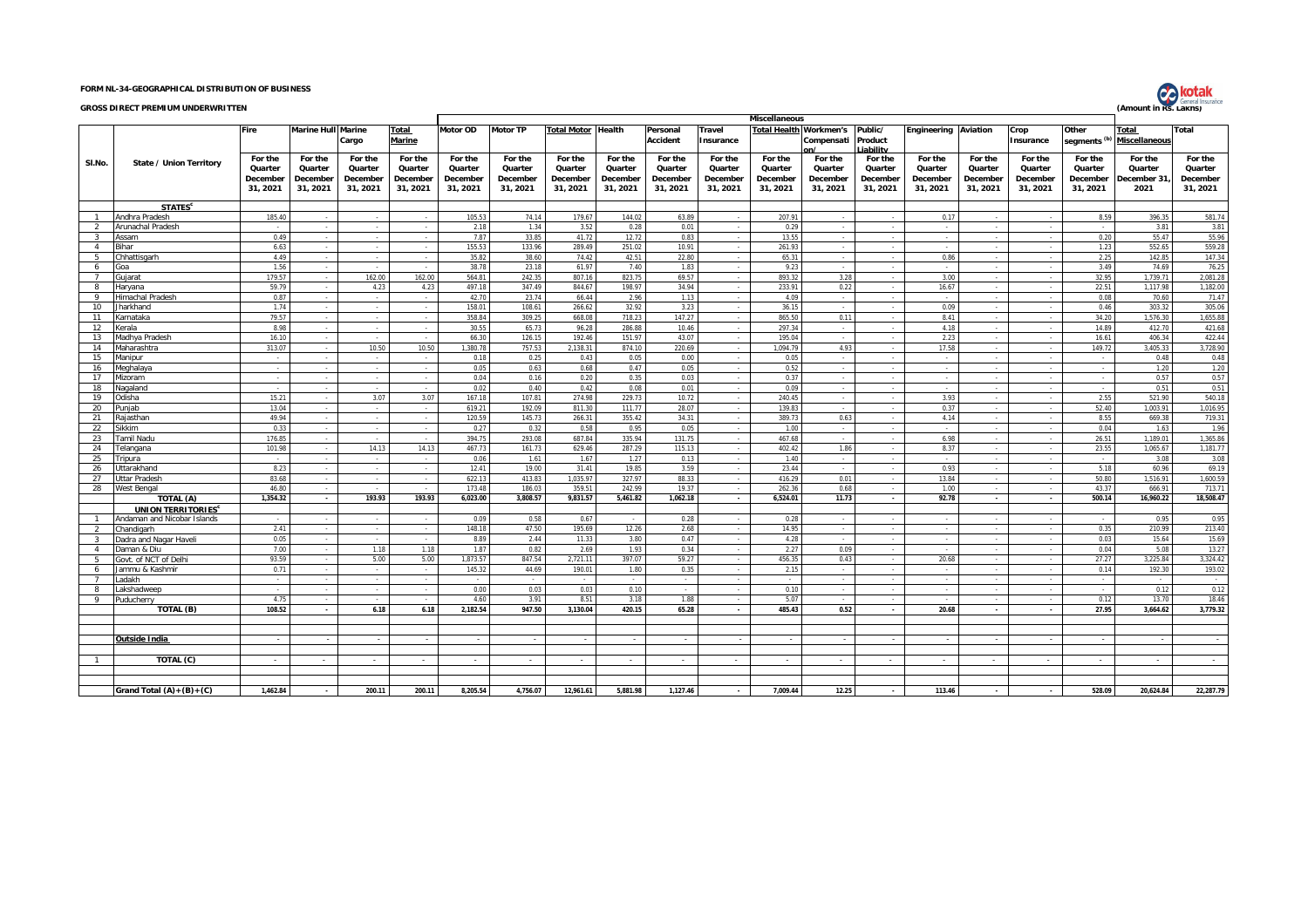**FORM NL-34-GEOGRAPHICAL DISTRIBUTION OF BUSINESS**

**GROSS DIRECT PREMIUM UNDERWRITTEN**

(Amount in Rs. Lakhs)

| Sl.No. | State / Union Territory | Fire | Marine Hull | Marine Cargo | Total Marine | Miscellaneous | | | | | | | | | | | | | | | |
|---|---|---|---|---|---|---|---|---|---|---|---|---|---|---|---|---|---|---|---|---|---|
| | | | | | | Motor OD | Motor TP | Total Motor | Health | Personal Accident | Travel Insurance | Total Health | Workmen's Compensation/ | Public/ Product Liability | Engineering | Aviation | Crop Insurance | Other segments [(b)] | Total Miscellaneous | Total |
| | | For the Quarter December 31, 2021 | For the Quarter December 31, 2021 | For the Quarter December 31, 2021 | For the Quarter December 31, 2021 | For the Quarter December 31, 2021 | For the Quarter December 31, 2021 | For the Quarter December 31, 2021 | For the Quarter December 31, 2021 | For the Quarter December 31, 2021 | For the Quarter December 31, 2021 | For the Quarter December 31, 2021 | For the Quarter December 31, 2021 | For the Quarter December 31, 2021 | For the Quarter December 31, 2021 | For the Quarter December 31, 2021 | For the Quarter December 31, 2021 | For the Quarter December 31, 2021 | For the Quarter December 31, 2021 | For the Quarter December 31, 2021 |
| | **STATES[c]** | | | | | | | | | | | | | | | | | | | |
| 1 | Andhra Pradesh | 185.40 | - | - | - | 105.53 | 74.14 | 179.67 | 144.02 | 63.89 | - | 207.91 | - | - | 0.17 | - | - | 8.59 | 396.35 | 581.74 |
| 2 | Arunachal Pradesh | - | - | - | - | 2.18 | 1.34 | 3.52 | 0.28 | 0.01 | - | 0.29 | - | - | - | - | - | - | 3.81 | 3.81 |
| 3 | Assam | 0.49 | - | - | - | 7.87 | 33.85 | 41.72 | 12.72 | 0.83 | - | 13.55 | - | - | - | - | - | 0.20 | 55.47 | 55.96 |
| 4 | Bihar | 6.63 | - | - | - | 155.53 | 133.96 | 289.49 | 251.02 | 10.91 | - | 261.93 | - | - | - | - | - | 1.23 | 552.65 | 559.28 |
| 5 | Chhattisgarh | 4.49 | - | - | - | 35.82 | 38.60 | 74.42 | 42.51 | 22.80 | - | 65.31 | - | - | 0.86 | - | - | 2.25 | 142.85 | 147.34 |
| 6 | Goa | 1.56 | - | - | - | 38.78 | 23.18 | 61.97 | 7.40 | 1.83 | - | 9.23 | - | - | - | - | - | 3.49 | 74.69 | 76.25 |
| 7 | Gujarat | 179.57 | - | 162.00 | 162.00 | 564.81 | 242.35 | 807.16 | 823.75 | 69.57 | - | 893.32 | 3.28 | - | 3.00 | - | - | 32.95 | 1,739.71 | 2,081.28 |
| 8 | Haryana | 59.79 | - | 4.23 | 4.23 | 497.18 | 347.49 | 844.67 | 198.97 | 34.94 | - | 233.91 | 0.22 | - | 16.67 | - | - | 22.51 | 1,117.98 | 1,182.00 |
| 9 | Himachal Pradesh | 0.87 | - | - | - | 42.70 | 23.74 | 66.44 | 2.96 | 1.13 | - | 4.09 | - | - | - | - | - | 0.08 | 70.60 | 71.47 |
| 10 | Jharkhand | 1.74 | - | - | - | 158.01 | 108.61 | 266.62 | 32.92 | 3.23 | - | 36.15 | - | - | 0.09 | - | - | 0.46 | 303.32 | 305.06 |
| 11 | Karnataka | 79.57 | - | - | - | 358.84 | 309.25 | 668.08 | 718.23 | 147.27 | - | 865.50 | 0.11 | - | 8.41 | - | - | 34.20 | 1,576.30 | 1,655.88 |
| 12 | Kerala | 8.98 | - | - | - | 30.55 | 65.73 | 96.28 | 286.88 | 10.46 | - | 297.34 | - | - | 4.18 | - | - | 14.89 | 412.70 | 421.68 |
| 13 | Madhya Pradesh | 16.10 | - | - | - | 66.30 | 126.15 | 192.46 | 151.97 | 43.07 | - | 195.04 | - | - | 2.23 | - | - | 16.61 | 406.34 | 422.44 |
| 14 | Maharashtra | 313.07 | - | 10.50 | 10.50 | 1,380.78 | 757.53 | 2,138.31 | 874.10 | 220.69 | - | 1,094.79 | 4.93 | - | 17.58 | - | - | 149.72 | 3,405.33 | 3,728.90 |
| 15 | Manipur | - | - | - | - | 0.18 | 0.25 | 0.43 | 0.05 | 0.00 | - | 0.05 | - | - | - | - | - | - | 0.48 | 0.48 |
| 16 | Meghalaya | - | - | - | - | 0.05 | 0.63 | 0.68 | 0.47 | 0.05 | - | 0.52 | - | - | - | - | - | - | 1.20 | 1.20 |
| 17 | Mizoram | - | - | - | - | 0.04 | 0.16 | 0.20 | 0.35 | 0.03 | - | 0.37 | - | - | - | - | - | - | 0.57 | 0.57 |
| 18 | Nagaland | - | - | - | - | 0.02 | 0.40 | 0.42 | 0.08 | 0.01 | - | 0.09 | - | - | - | - | - | - | 0.51 | 0.51 |
| 19 | Odisha | 15.21 | - | 3.07 | 3.07 | 167.18 | 107.81 | 274.98 | 229.73 | 10.72 | - | 240.45 | - | - | 3.93 | - | - | 2.55 | 521.90 | 540.18 |
| 20 | Punjab | 13.04 | - | - | - | 619.21 | 192.09 | 811.30 | 111.77 | 28.07 | - | 139.83 | - | - | 0.37 | - | - | 52.40 | 1,003.91 | 1,016.95 |
| 21 | Rajasthan | 49.94 | - | - | - | 120.59 | 145.73 | 266.31 | 355.42 | 34.31 | - | 389.73 | 0.63 | - | 4.14 | - | - | 8.55 | 669.38 | 719.31 |
| 22 | Sikkim | 0.33 | - | - | - | 0.27 | 0.32 | 0.58 | 0.95 | 0.05 | - | 1.00 | - | - | - | - | - | 0.04 | 1.63 | 1.96 |
| 23 | Tamil Nadu | 176.85 | - | - | - | 394.75 | 293.08 | 687.84 | 335.94 | 131.75 | - | 467.68 | - | - | 6.98 | - | - | 26.51 | 1,189.01 | 1,365.86 |
| 24 | Telangana | 101.98 | - | 14.13 | 14.13 | 467.73 | 161.73 | 629.46 | 287.29 | 115.13 | - | 402.42 | 1.86 | - | 8.37 | - | - | 23.55 | 1,065.67 | 1,181.77 |
| 25 | Tripura | - | - | - | - | 0.06 | 1.61 | 1.67 | 1.27 | 0.13 | - | 1.40 | - | - | - | - | - | - | 3.08 | 3.08 |
| 26 | Uttarakhand | 8.23 | - | - | - | 12.41 | 19.00 | 31.41 | 19.85 | 3.59 | - | 23.44 | - | - | 0.93 | - | - | 5.18 | 60.96 | 69.19 |
| 27 | Uttar Pradesh | 83.68 | - | - | - | 622.13 | 413.83 | 1,035.97 | 327.97 | 88.33 | - | 416.29 | 0.01 | - | 13.84 | - | - | 50.80 | 1,516.91 | 1,600.59 |
| 28 | West Bengal | 46.80 | - | - | - | 173.48 | 186.03 | 359.51 | 242.99 | 19.37 | - | 262.36 | 0.68 | - | 1.00 | - | - | 43.37 | 666.91 | 713.71 |
| | **TOTAL (A)** | **1,354.32** | **-** | **193.93** | **193.93** | **6,023.00** | **3,808.57** | **9,831.57** | **5,461.82** | **1,062.18** | **-** | **6,524.01** | **11.73** | **-** | **92.78** | **-** | **-** | **500.14** | **16,960.22** | **18,508.47** |
| | **UNION TERRITORIES[c]** | | | | | | | | | | | | | | | | | | | |
| 1 | Andaman and Nicobar Islands | - | - | - | - | 0.09 | 0.58 | 0.67 | - | 0.28 | - | 0.28 | - | - | - | - | - | - | 0.95 | 0.95 |
| 2 | Chandigarh | 2.41 | - | - | - | 148.18 | 47.50 | 195.69 | 12.26 | 2.68 | - | 14.95 | - | - | - | - | - | 0.35 | 210.99 | 213.40 |
| 3 | Dadra and Nagar Haveli | 0.05 | - | - | - | 8.89 | 2.44 | 11.33 | 3.80 | 0.47 | - | 4.28 | - | - | - | - | - | 0.03 | 15.64 | 15.69 |
| 4 | Daman & Diu | 7.00 | - | 1.18 | 1.18 | 1.87 | 0.82 | 2.69 | 1.93 | 0.34 | - | 2.27 | 0.09 | - | - | - | - | 0.04 | 5.08 | 13.27 |
| 5 | Govt. of NCT of Delhi | 93.59 | - | 5.00 | 5.00 | 1,873.57 | 847.54 | 2,721.11 | 397.07 | 59.27 | - | 456.35 | 0.43 | - | 20.68 | - | - | 27.27 | 3,225.84 | 3,324.42 |
| 6 | Jammu & Kashmir | 0.71 | - | - | - | 145.32 | 44.69 | 190.01 | 1.80 | 0.35 | - | 2.15 | - | - | - | - | - | 0.14 | 192.30 | 193.02 |
| 7 | Ladakh | - | - | - | - | - | - | - | - | - | - | - | - | - | - | - | - | - | - | - |
| 8 | Lakshadweep | - | - | - | - | 0.00 | 0.03 | 0.03 | 0.10 | - | - | 0.10 | - | - | - | - | - | - | 0.12 | 0.12 |
| 9 | Puducherry | 4.75 | - | - | - | 4.60 | 3.91 | 8.51 | 3.18 | 1.88 | - | 5.07 | - | - | - | - | - | 0.12 | 13.70 | 18.46 |
| | **TOTAL (B)** | **108.52** | **-** | **6.18** | **6.18** | **2,182.54** | **947.50** | **3,130.04** | **420.15** | **65.28** | **-** | **485.43** | **0.52** | **-** | **20.68** | **-** | **-** | **27.95** | **3,664.62** | **3,779.32** |
| | | | | | | | | | | | | | | | | | | | | |
| | **Outside India** | - | - | - | - | - | - | - | - | - | - | - | - | - | - | - | - | - | - | - |
| | | | | | | | | | | | | | | | | | | | | |
| 1 | **TOTAL (C)** | - | - | - | - | - | - | - | - | - | - | - | - | - | - | - | - | - | - | - |
| | | | | | | | | | | | | | | | | | | | | |
| | **Grand Total (A)+(B)+(C)** | **1,462.84** | **-** | **200.11** | **200.11** | **8,205.54** | **4,756.07** | **12,961.61** | **5,881.98** | **1,127.46** | **-** | **7,009.44** | **12.25** | **-** | **113.46** | **-** | **-** | **528.09** | **20,624.84** | **22,287.79** |